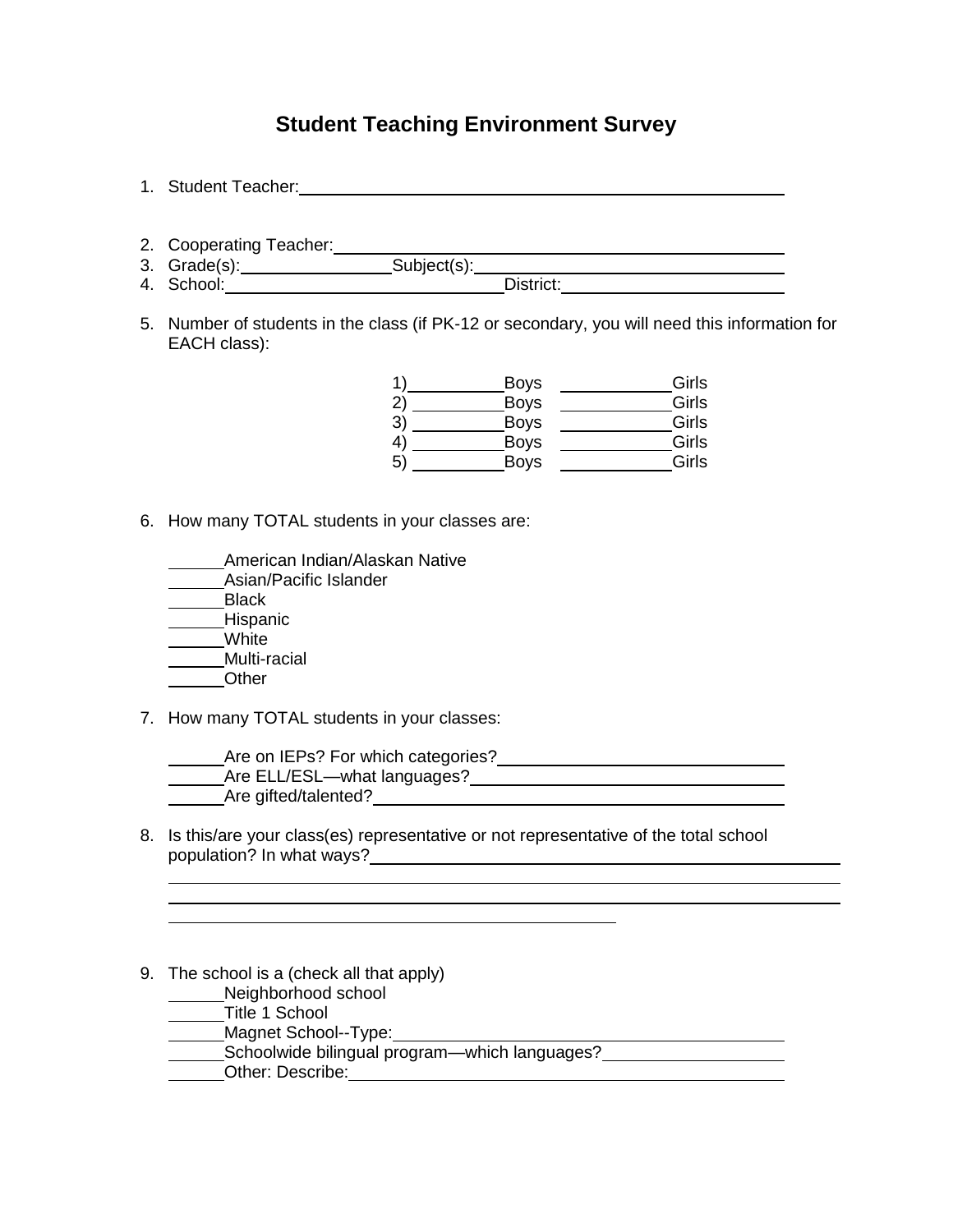# Student Teaching Environment Survey

1. Student Teacher: ______________________________________________

2. Cooperating Teacher: ______________________________________________
3. Grade(s): ______________ Subject(s): ______________________________
4. School: ___________________________ District: ______________________

5. Number of students in the class (if PK-12 or secondary, you will need this information for EACH class):

   1) _________ Boys _________ Girls
   2) _________ Boys _________ Girls
   3) _________ Boys _________ Girls
   4) _________ Boys _________ Girls
   5) _________ Boys _________ Girls

6. How many TOTAL students in your classes are:

   _____ American Indian/Alaskan Native
   _____ Asian/Pacific Islander
   _____ Black
   _____ Hispanic
   _____ White
   _____ Multi-racial
   _____ Other

7. How many TOTAL students in your classes:

   _____ Are on IEPs? For which categories? ______________________________
   _____ Are ELL/ESL—what languages? ______________________________
   _____ Are gifted/talented? ______________________________

8. Is this/are your class(es) representative or not representative of the total school population? In what ways? ______________________________
   ______________________________________________
   ______________________________________________
   ______________________________________________

9. The school is a (check all that apply)
   _____ Neighborhood school
   _____ Title 1 School
   _____ Magnet School--Type: ______________________________
   _____ Schoolwide bilingual program—which languages? ______________
   _____ Other: Describe: ______________________________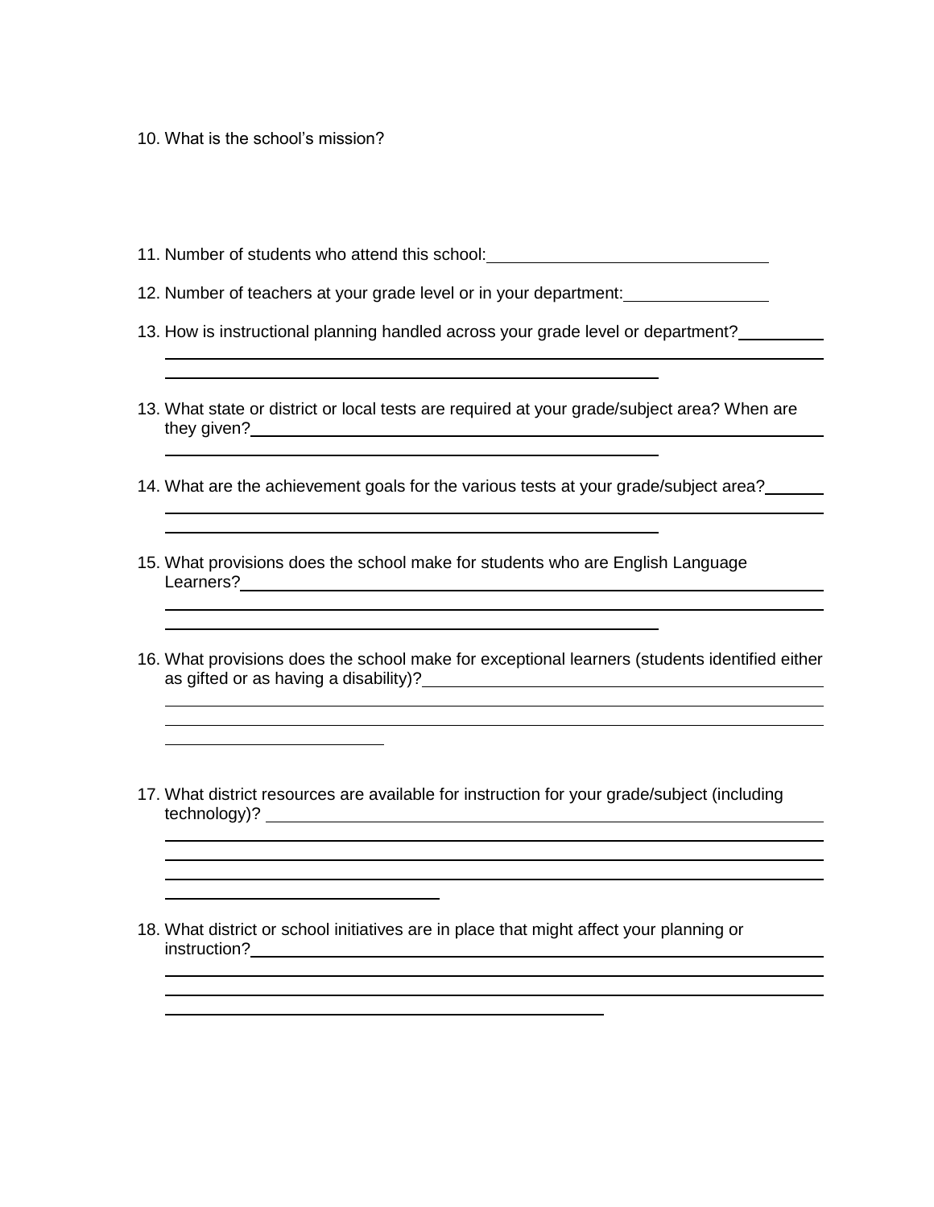10. What is the school's mission?

11. Number of students who attend this school: \_\_\_\_\_\_\_\_\_\_\_\_\_\_\_\_\_\_\_\_\_\_\_\_\_\_\_\_\_\_

12. Number of teachers at your grade level or in your department: \_\_\_\_\_\_\_\_\_\_\_\_\_\_\_\_

13. How is instructional planning handled across your grade level or department? \_\_\_\_\_\_\_\_\_\_\_\_\_\_\_\_\_\_\_\_\_\_\_\_\_\_\_\_\_\_\_\_\_\_\_\_\_\_\_\_\_\_\_\_\_\_\_\_\_\_\_\_\_\_\_\_\_\_\_\_\_\_\_\_\_\_\_\_\_\_\_\_\_\_\_\_

13. What state or district or local tests are required at your grade/subject area? When are they given? \_\_\_\_\_\_\_\_\_\_\_\_\_\_\_\_\_\_\_\_\_\_\_\_\_\_\_\_\_\_\_\_\_\_\_\_\_\_\_\_\_\_\_\_\_\_\_\_\_\_\_\_\_\_\_\_\_\_\_\_\_\_\_\_\_\_\_\_\_\_\_\_\_\_\_\_

14. What are the achievement goals for the various tests at your grade/subject area? \_\_\_\_\_\_\_\_\_\_\_\_\_\_\_\_\_\_\_\_\_\_\_\_\_\_\_\_\_\_\_\_\_\_\_\_\_\_\_\_\_\_\_\_\_\_\_\_\_\_\_\_\_\_\_\_\_\_\_\_\_\_\_\_\_\_\_\_\_\_\_\_\_\_\_\_

15. What provisions does the school make for students who are English Language Learners? \_\_\_\_\_\_\_\_\_\_\_\_\_\_\_\_\_\_\_\_\_\_\_\_\_\_\_\_\_\_\_\_\_\_\_\_\_\_\_\_\_\_\_\_\_\_\_\_\_\_\_\_\_\_\_\_\_\_\_\_\_\_\_\_\_\_\_\_\_\_\_\_\_\_\_\_

16. What provisions does the school make for exceptional learners (students identified either as gifted or as having a disability)? \_\_\_\_\_\_\_\_\_\_\_\_\_\_\_\_\_\_\_\_\_\_\_\_\_\_\_\_\_\_\_\_\_\_\_\_\_\_\_\_\_\_\_\_\_\_\_\_\_\_\_\_\_\_\_\_\_\_\_\_\_\_\_\_\_\_\_\_\_\_\_\_\_\_\_\_

17. What district resources are available for instruction for your grade/subject (including technology)? \_\_\_\_\_\_\_\_\_\_\_\_\_\_\_\_\_\_\_\_\_\_\_\_\_\_\_\_\_\_\_\_\_\_\_\_\_\_\_\_\_\_\_\_\_\_\_\_\_\_\_\_\_\_\_\_\_\_\_\_\_\_\_\_\_\_\_\_\_\_\_\_\_\_\_\_

18. What district or school initiatives are in place that might affect your planning or instruction? \_\_\_\_\_\_\_\_\_\_\_\_\_\_\_\_\_\_\_\_\_\_\_\_\_\_\_\_\_\_\_\_\_\_\_\_\_\_\_\_\_\_\_\_\_\_\_\_\_\_\_\_\_\_\_\_\_\_\_\_\_\_\_\_\_\_\_\_\_\_\_\_\_\_\_\_